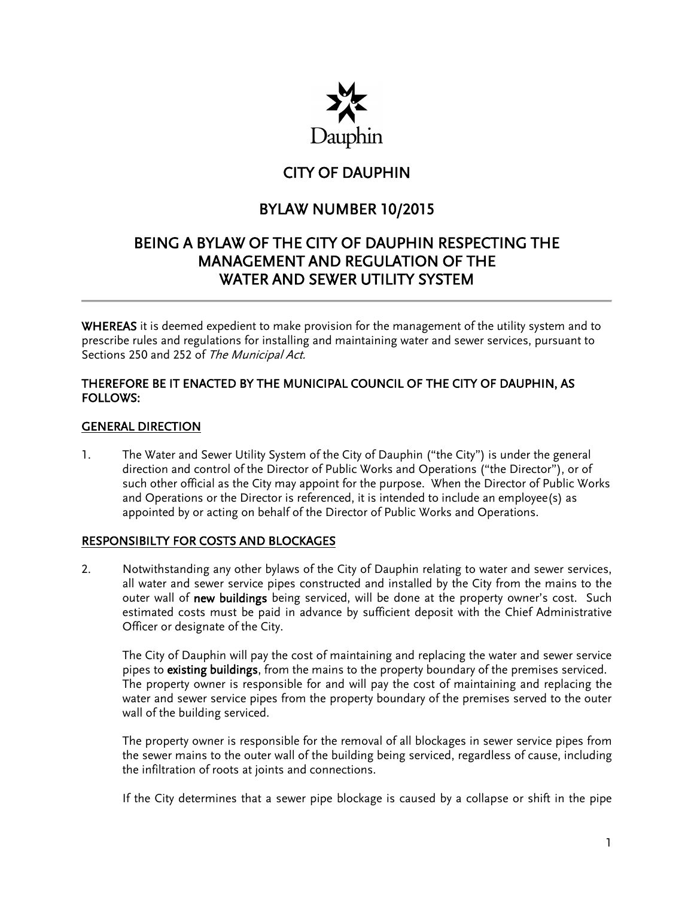Dauphin

# CITY OF DAUPHIN

## BYLAW NUMBER 10/2015

## BEING A BYLAW OF THE CITY OF DAUPHIN RESPECTING THE MANAGEMENT AND REGULATION OF THE WATER AND SEWER UTILITY SYSTEM

---

**WHEREAS** it is deemed expedient to make provision for the management of the utility system and to prescribe rules and regulations for installing and maintaining water and sewer services, pursuant to Sections 250 and 252 of *The Municipal Act*.

**THEREFORE BE IT ENACTED BY THE MUNICIPAL COUNCIL OF THE CITY OF DAUPHIN, AS FOLLOWS:**

### GENERAL DIRECTION

1. The Water and Sewer Utility System of the City of Dauphin ("the City") is under the general direction and control of the Director of Public Works and Operations ("the Director"), or of such other official as the City may appoint for the purpose. When the Director of Public Works and Operations or the Director is referenced, it is intended to include an employee(s) as appointed by or acting on behalf of the Director of Public Works and Operations.

### RESPONSIBILTY FOR COSTS AND BLOCKAGES

2. Notwithstanding any other bylaws of the City of Dauphin relating to water and sewer services, all water and sewer service pipes constructed and installed by the City from the mains to the outer wall of **new buildings** being serviced, will be done at the property owner's cost. Such estimated costs must be paid in advance by sufficient deposit with the Chief Administrative Officer or designate of the City.

   The City of Dauphin will pay the cost of maintaining and replacing the water and sewer service pipes to **existing buildings**, from the mains to the property boundary of the premises serviced. The property owner is responsible for and will pay the cost of maintaining and replacing the water and sewer service pipes from the property boundary of the premises served to the outer wall of the building serviced.

   The property owner is responsible for the removal of all blockages in sewer service pipes from the sewer mains to the outer wall of the building being serviced, regardless of cause, including the infiltration of roots at joints and connections.

   If the City determines that a sewer pipe blockage is caused by a collapse or shift in the pipe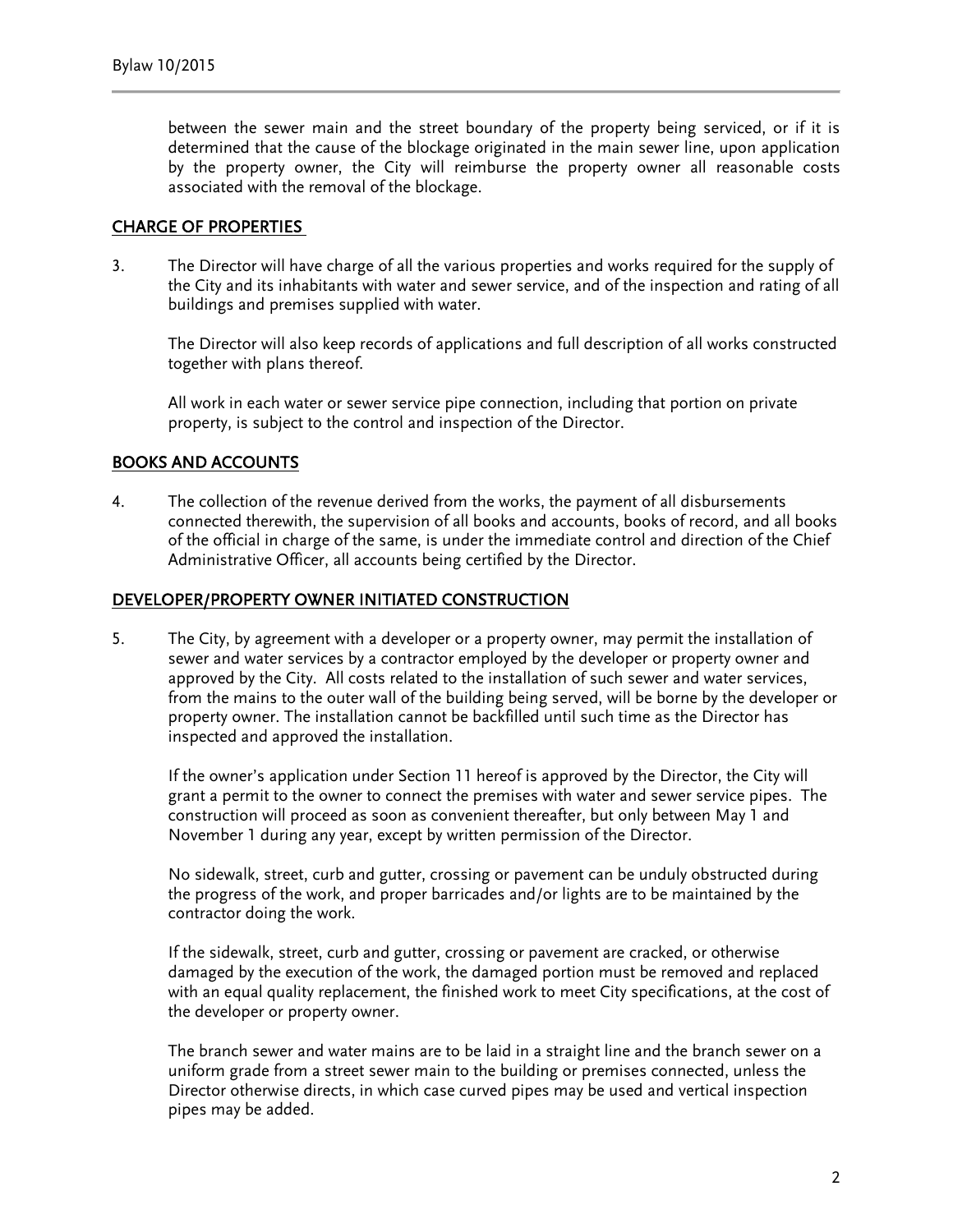between the sewer main and the street boundary of the property being serviced, or if it is determined that the cause of the blockage originated in the main sewer line, upon application by the property owner, the City will reimburse the property owner all reasonable costs associated with the removal of the blockage.

## CHARGE OF PROPERTIES

3. The Director will have charge of all the various properties and works required for the supply of the City and its inhabitants with water and sewer service, and of the inspection and rating of all buildings and premises supplied with water.

   The Director will also keep records of applications and full description of all works constructed together with plans thereof.

   All work in each water or sewer service pipe connection, including that portion on private property, is subject to the control and inspection of the Director.

## BOOKS AND ACCOUNTS

4. The collection of the revenue derived from the works, the payment of all disbursements connected therewith, the supervision of all books and accounts, books of record, and all books of the official in charge of the same, is under the immediate control and direction of the Chief Administrative Officer, all accounts being certified by the Director.

## DEVELOPER/PROPERTY OWNER INITIATED CONSTRUCTION

5. The City, by agreement with a developer or a property owner, may permit the installation of sewer and water services by a contractor employed by the developer or property owner and approved by the City. All costs related to the installation of such sewer and water services, from the mains to the outer wall of the building being served, will be borne by the developer or property owner. The installation cannot be backfilled until such time as the Director has inspected and approved the installation.

   If the owner's application under Section 11 hereof is approved by the Director, the City will grant a permit to the owner to connect the premises with water and sewer service pipes. The construction will proceed as soon as convenient thereafter, but only between May 1 and November 1 during any year, except by written permission of the Director.

   No sidewalk, street, curb and gutter, crossing or pavement can be unduly obstructed during the progress of the work, and proper barricades and/or lights are to be maintained by the contractor doing the work.

   If the sidewalk, street, curb and gutter, crossing or pavement are cracked, or otherwise damaged by the execution of the work, the damaged portion must be removed and replaced with an equal quality replacement, the finished work to meet City specifications, at the cost of the developer or property owner.

   The branch sewer and water mains are to be laid in a straight line and the branch sewer on a uniform grade from a street sewer main to the building or premises connected, unless the Director otherwise directs, in which case curved pipes may be used and vertical inspection pipes may be added.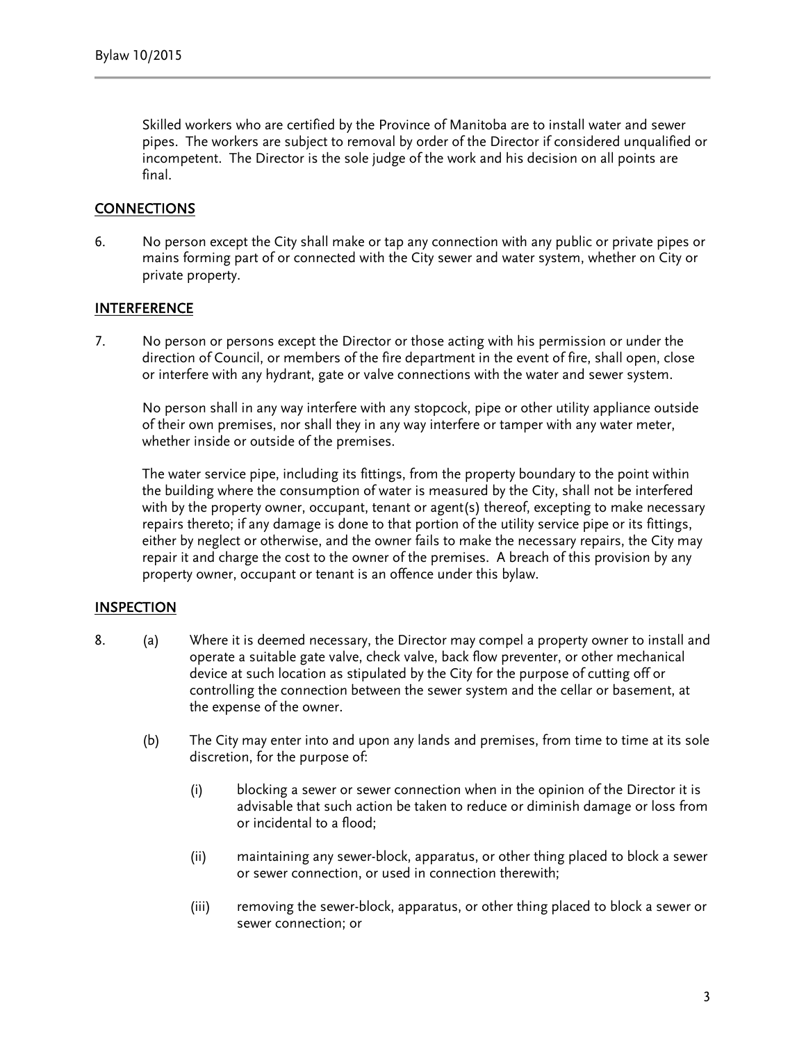Skilled workers who are certified by the Province of Manitoba are to install water and sewer pipes. The workers are subject to removal by order of the Director if considered unqualified or incompetent. The Director is the sole judge of the work and his decision on all points are final.

## CONNECTIONS

6. No person except the City shall make or tap any connection with any public or private pipes or mains forming part of or connected with the City sewer and water system, whether on City or private property.

## INTERFERENCE

7. No person or persons except the Director or those acting with his permission or under the direction of Council, or members of the fire department in the event of fire, shall open, close or interfere with any hydrant, gate or valve connections with the water and sewer system.

   No person shall in any way interfere with any stopcock, pipe or other utility appliance outside of their own premises, nor shall they in any way interfere or tamper with any water meter, whether inside or outside of the premises.

   The water service pipe, including its fittings, from the property boundary to the point within the building where the consumption of water is measured by the City, shall not be interfered with by the property owner, occupant, tenant or agent(s) thereof, excepting to make necessary repairs thereto; if any damage is done to that portion of the utility service pipe or its fittings, either by neglect or otherwise, and the owner fails to make the necessary repairs, the City may repair it and charge the cost to the owner of the premises. A breach of this provision by any property owner, occupant or tenant is an offence under this bylaw.

## INSPECTION

8. (a) Where it is deemed necessary, the Director may compel a property owner to install and operate a suitable gate valve, check valve, back flow preventer, or other mechanical device at such location as stipulated by the City for the purpose of cutting off or controlling the connection between the sewer system and the cellar or basement, at the expense of the owner.

   (b) The City may enter into and upon any lands and premises, from time to time at its sole discretion, for the purpose of:

   (i) blocking a sewer or sewer connection when in the opinion of the Director it is advisable that such action be taken to reduce or diminish damage or loss from or incidental to a flood;

   (ii) maintaining any sewer-block, apparatus, or other thing placed to block a sewer or sewer connection, or used in connection therewith;

   (iii) removing the sewer-block, apparatus, or other thing placed to block a sewer or sewer connection; or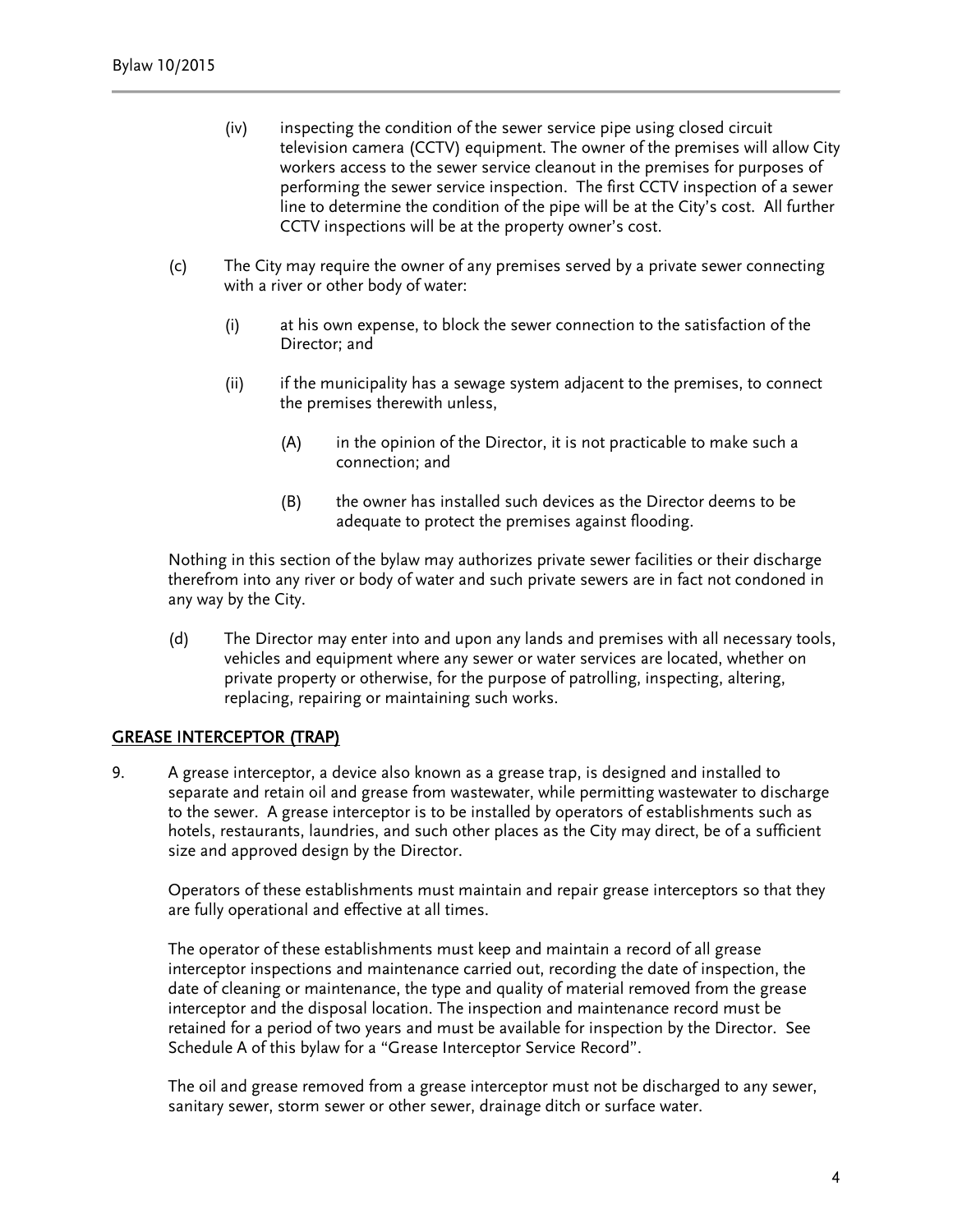(iv) inspecting the condition of the sewer service pipe using closed circuit television camera (CCTV) equipment. The owner of the premises will allow City workers access to the sewer service cleanout in the premises for purposes of performing the sewer service inspection. The first CCTV inspection of a sewer line to determine the condition of the pipe will be at the City's cost. All further CCTV inspections will be at the property owner's cost.

(c) The City may require the owner of any premises served by a private sewer connecting with a river or other body of water:

(i) at his own expense, to block the sewer connection to the satisfaction of the Director; and

(ii) if the municipality has a sewage system adjacent to the premises, to connect the premises therewith unless,

(A) in the opinion of the Director, it is not practicable to make such a connection; and

(B) the owner has installed such devices as the Director deems to be adequate to protect the premises against flooding.

Nothing in this section of the bylaw may authorizes private sewer facilities or their discharge therefrom into any river or body of water and such private sewers are in fact not condoned in any way by the City.

(d) The Director may enter into and upon any lands and premises with all necessary tools, vehicles and equipment where any sewer or water services are located, whether on private property or otherwise, for the purpose of patrolling, inspecting, altering, replacing, repairing or maintaining such works.

## GREASE INTERCEPTOR (TRAP)

9. A grease interceptor, a device also known as a grease trap, is designed and installed to separate and retain oil and grease from wastewater, while permitting wastewater to discharge to the sewer. A grease interceptor is to be installed by operators of establishments such as hotels, restaurants, laundries, and such other places as the City may direct, be of a sufficient size and approved design by the Director.

Operators of these establishments must maintain and repair grease interceptors so that they are fully operational and effective at all times.

The operator of these establishments must keep and maintain a record of all grease interceptor inspections and maintenance carried out, recording the date of inspection, the date of cleaning or maintenance, the type and quality of material removed from the grease interceptor and the disposal location. The inspection and maintenance record must be retained for a period of two years and must be available for inspection by the Director. See Schedule A of this bylaw for a "Grease Interceptor Service Record".

The oil and grease removed from a grease interceptor must not be discharged to any sewer, sanitary sewer, storm sewer or other sewer, drainage ditch or surface water.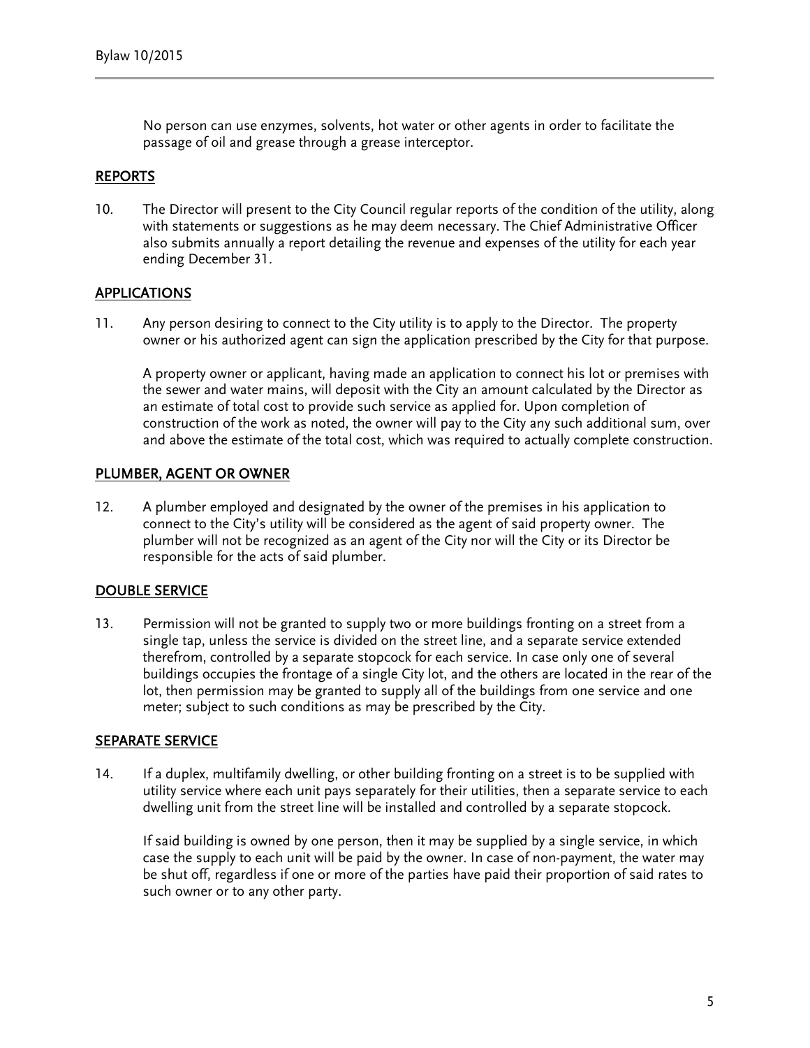No person can use enzymes, solvents, hot water or other agents in order to facilitate the passage of oil and grease through a grease interceptor.

## REPORTS

10. The Director will present to the City Council regular reports of the condition of the utility, along with statements or suggestions as he may deem necessary. The Chief Administrative Officer also submits annually a report detailing the revenue and expenses of the utility for each year ending December 31.

## APPLICATIONS

11. Any person desiring to connect to the City utility is to apply to the Director. The property owner or his authorized agent can sign the application prescribed by the City for that purpose.

    A property owner or applicant, having made an application to connect his lot or premises with the sewer and water mains, will deposit with the City an amount calculated by the Director as an estimate of total cost to provide such service as applied for. Upon completion of construction of the work as noted, the owner will pay to the City any such additional sum, over and above the estimate of the total cost, which was required to actually complete construction.

## PLUMBER, AGENT OR OWNER

12. A plumber employed and designated by the owner of the premises in his application to connect to the City's utility will be considered as the agent of said property owner. The plumber will not be recognized as an agent of the City nor will the City or its Director be responsible for the acts of said plumber.

## DOUBLE SERVICE

13. Permission will not be granted to supply two or more buildings fronting on a street from a single tap, unless the service is divided on the street line, and a separate service extended therefrom, controlled by a separate stopcock for each service. In case only one of several buildings occupies the frontage of a single City lot, and the others are located in the rear of the lot, then permission may be granted to supply all of the buildings from one service and one meter; subject to such conditions as may be prescribed by the City.

## SEPARATE SERVICE

14. If a duplex, multifamily dwelling, or other building fronting on a street is to be supplied with utility service where each unit pays separately for their utilities, then a separate service to each dwelling unit from the street line will be installed and controlled by a separate stopcock.

    If said building is owned by one person, then it may be supplied by a single service, in which case the supply to each unit will be paid by the owner. In case of non-payment, the water may be shut off, regardless if one or more of the parties have paid their proportion of said rates to such owner or to any other party.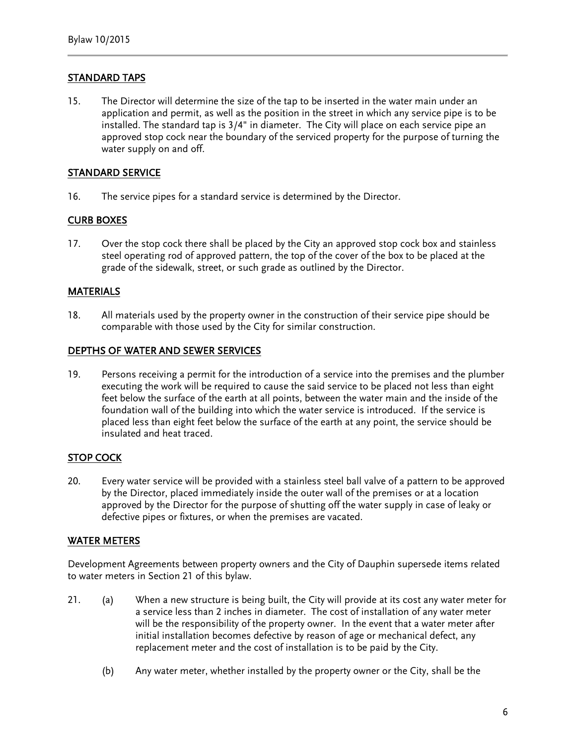## STANDARD TAPS

15. The Director will determine the size of the tap to be inserted in the water main under an application and permit, as well as the position in the street in which any service pipe is to be installed. The standard tap is 3/4" in diameter. The City will place on each service pipe an approved stop cock near the boundary of the serviced property for the purpose of turning the water supply on and off.

## STANDARD SERVICE

16. The service pipes for a standard service is determined by the Director.

## CURB BOXES

17. Over the stop cock there shall be placed by the City an approved stop cock box and stainless steel operating rod of approved pattern, the top of the cover of the box to be placed at the grade of the sidewalk, street, or such grade as outlined by the Director.

## MATERIALS

18. All materials used by the property owner in the construction of their service pipe should be comparable with those used by the City for similar construction.

## DEPTHS OF WATER AND SEWER SERVICES

19. Persons receiving a permit for the introduction of a service into the premises and the plumber executing the work will be required to cause the said service to be placed not less than eight feet below the surface of the earth at all points, between the water main and the inside of the foundation wall of the building into which the water service is introduced. If the service is placed less than eight feet below the surface of the earth at any point, the service should be insulated and heat traced.

## STOP COCK

20. Every water service will be provided with a stainless steel ball valve of a pattern to be approved by the Director, placed immediately inside the outer wall of the premises or at a location approved by the Director for the purpose of shutting off the water supply in case of leaky or defective pipes or fixtures, or when the premises are vacated.

## WATER METERS

Development Agreements between property owners and the City of Dauphin supersede items related to water meters in Section 21 of this bylaw.

21. (a) When a new structure is being built, the City will provide at its cost any water meter for a service less than 2 inches in diameter. The cost of installation of any water meter will be the responsibility of the property owner. In the event that a water meter after initial installation becomes defective by reason of age or mechanical defect, any replacement meter and the cost of installation is to be paid by the City.

    (b) Any water meter, whether installed by the property owner or the City, shall be the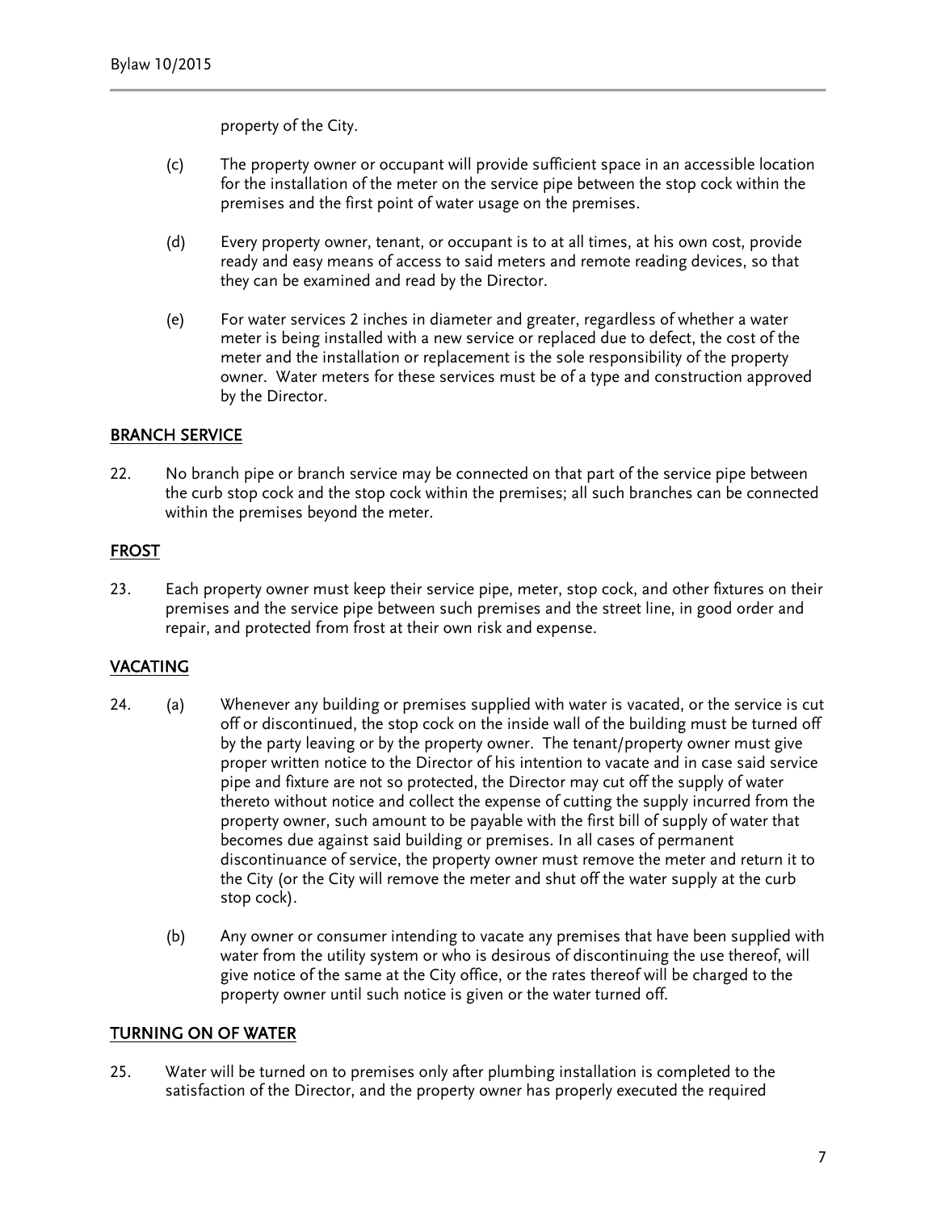property of the City.

(c) The property owner or occupant will provide sufficient space in an accessible location for the installation of the meter on the service pipe between the stop cock within the premises and the first point of water usage on the premises.

(d) Every property owner, tenant, or occupant is to at all times, at his own cost, provide ready and easy means of access to said meters and remote reading devices, so that they can be examined and read by the Director.

(e) For water services 2 inches in diameter and greater, regardless of whether a water meter is being installed with a new service or replaced due to defect, the cost of the meter and the installation or replacement is the sole responsibility of the property owner. Water meters for these services must be of a type and construction approved by the Director.

## BRANCH SERVICE

22. No branch pipe or branch service may be connected on that part of the service pipe between the curb stop cock and the stop cock within the premises; all such branches can be connected within the premises beyond the meter.

## FROST

23. Each property owner must keep their service pipe, meter, stop cock, and other fixtures on their premises and the service pipe between such premises and the street line, in good order and repair, and protected from frost at their own risk and expense.

## VACATING

24. (a) Whenever any building or premises supplied with water is vacated, or the service is cut off or discontinued, the stop cock on the inside wall of the building must be turned off by the party leaving or by the property owner. The tenant/property owner must give proper written notice to the Director of his intention to vacate and in case said service pipe and fixture are not so protected, the Director may cut off the supply of water thereto without notice and collect the expense of cutting the supply incurred from the property owner, such amount to be payable with the first bill of supply of water that becomes due against said building or premises. In all cases of permanent discontinuance of service, the property owner must remove the meter and return it to the City (or the City will remove the meter and shut off the water supply at the curb stop cock).

(b) Any owner or consumer intending to vacate any premises that have been supplied with water from the utility system or who is desirous of discontinuing the use thereof, will give notice of the same at the City office, or the rates thereof will be charged to the property owner until such notice is given or the water turned off.

## TURNING ON OF WATER

25. Water will be turned on to premises only after plumbing installation is completed to the satisfaction of the Director, and the property owner has properly executed the required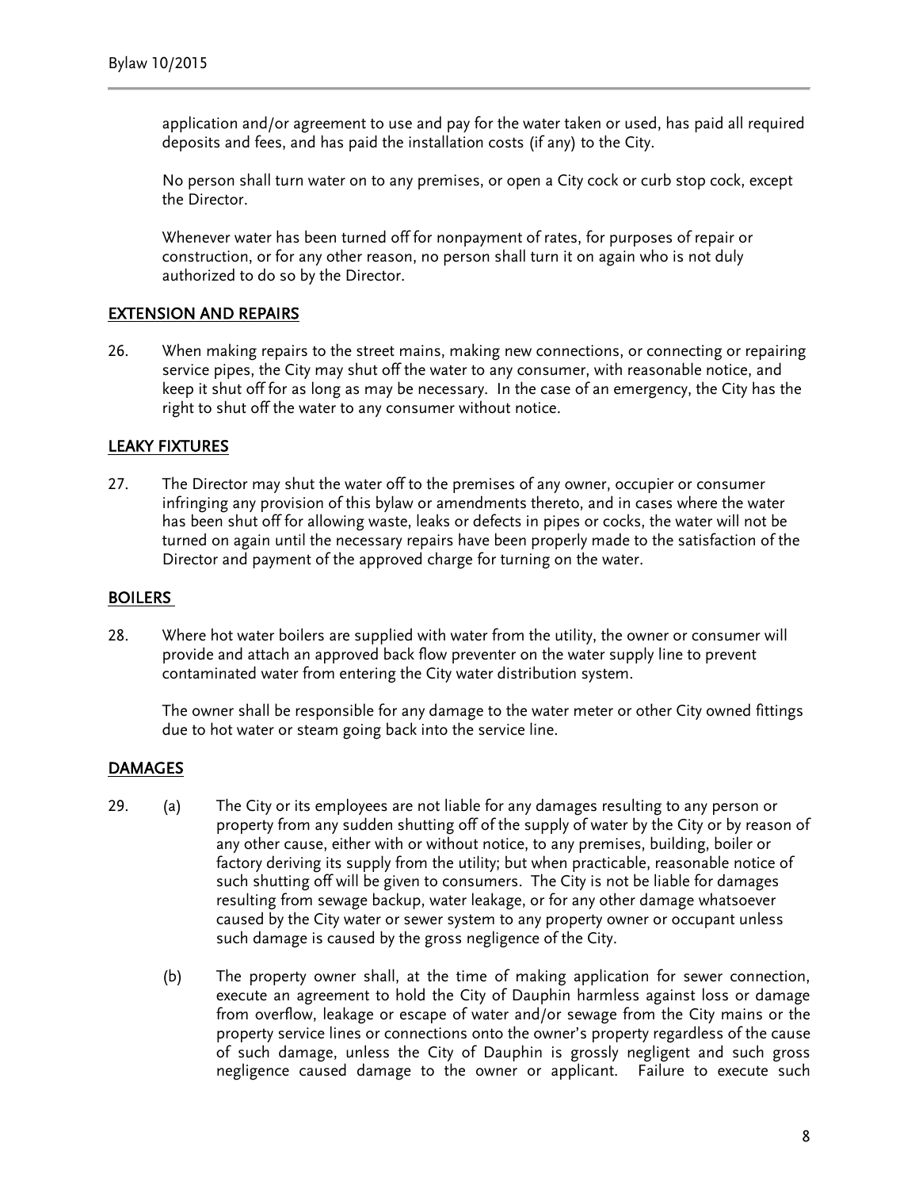application and/or agreement to use and pay for the water taken or used, has paid all required deposits and fees, and has paid the installation costs (if any) to the City.

No person shall turn water on to any premises, or open a City cock or curb stop cock, except the Director.

Whenever water has been turned off for nonpayment of rates, for purposes of repair or construction, or for any other reason, no person shall turn it on again who is not duly authorized to do so by the Director.

## EXTENSION AND REPAIRS

26. When making repairs to the street mains, making new connections, or connecting or repairing service pipes, the City may shut off the water to any consumer, with reasonable notice, and keep it shut off for as long as may be necessary. In the case of an emergency, the City has the right to shut off the water to any consumer without notice.

## LEAKY FIXTURES

27. The Director may shut the water off to the premises of any owner, occupier or consumer infringing any provision of this bylaw or amendments thereto, and in cases where the water has been shut off for allowing waste, leaks or defects in pipes or cocks, the water will not be turned on again until the necessary repairs have been properly made to the satisfaction of the Director and payment of the approved charge for turning on the water.

## BOILERS

28. Where hot water boilers are supplied with water from the utility, the owner or consumer will provide and attach an approved back flow preventer on the water supply line to prevent contaminated water from entering the City water distribution system.

    The owner shall be responsible for any damage to the water meter or other City owned fittings due to hot water or steam going back into the service line.

## DAMAGES

29. (a) The City or its employees are not liable for any damages resulting to any person or property from any sudden shutting off of the supply of water by the City or by reason of any other cause, either with or without notice, to any premises, building, boiler or factory deriving its supply from the utility; but when practicable, reasonable notice of such shutting off will be given to consumers. The City is not be liable for damages resulting from sewage backup, water leakage, or for any other damage whatsoever caused by the City water or sewer system to any property owner or occupant unless such damage is caused by the gross negligence of the City.

    (b) The property owner shall, at the time of making application for sewer connection, execute an agreement to hold the City of Dauphin harmless against loss or damage from overflow, leakage or escape of water and/or sewage from the City mains or the property service lines or connections onto the owner's property regardless of the cause of such damage, unless the City of Dauphin is grossly negligent and such gross negligence caused damage to the owner or applicant. Failure to execute such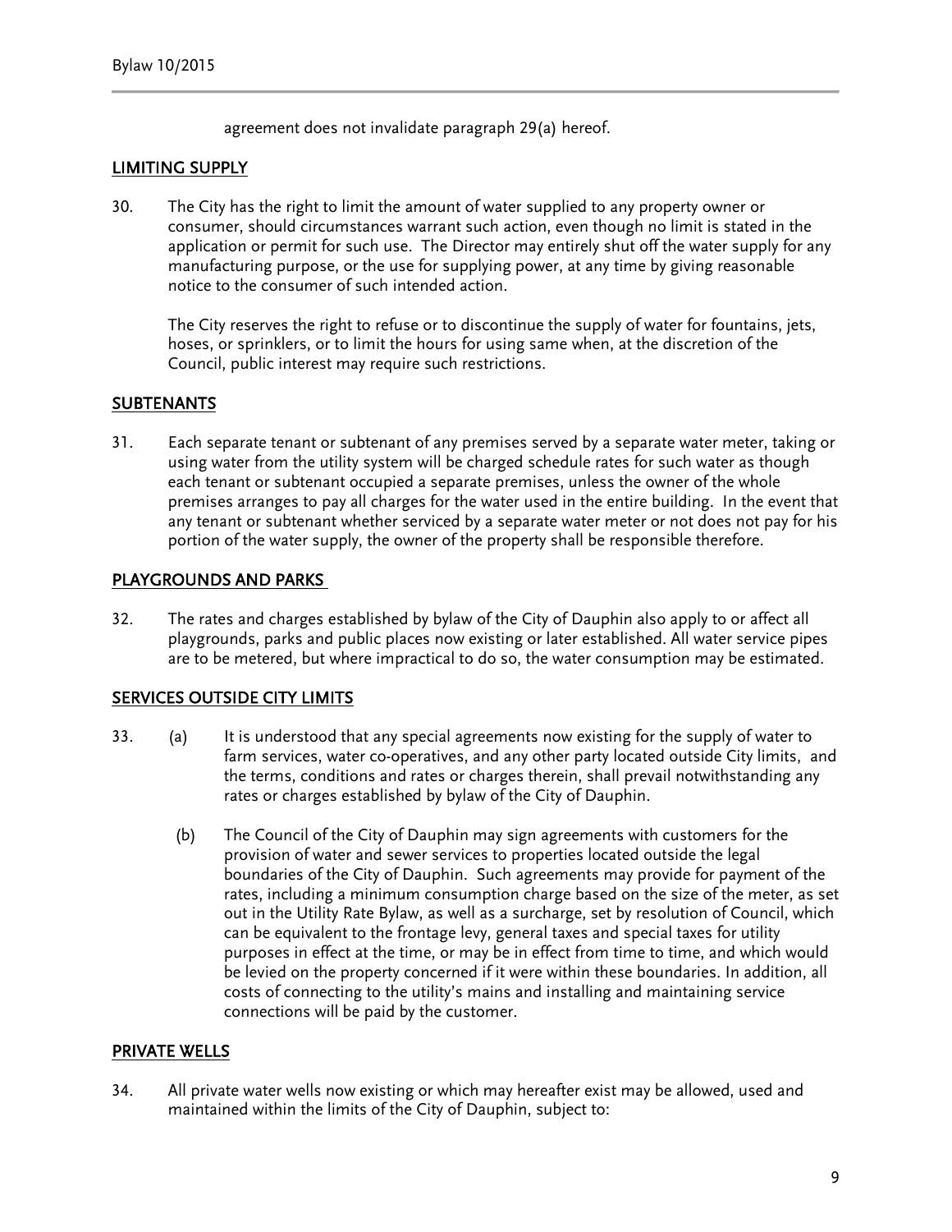agreement does not invalidate paragraph 29(a) hereof.

## LIMITING SUPPLY

30. The City has the right to limit the amount of water supplied to any property owner or consumer, should circumstances warrant such action, even though no limit is stated in the application or permit for such use. The Director may entirely shut off the water supply for any manufacturing purpose, or the use for supplying power, at any time by giving reasonable notice to the consumer of such intended action.

    The City reserves the right to refuse or to discontinue the supply of water for fountains, jets, hoses, or sprinklers, or to limit the hours for using same when, at the discretion of the Council, public interest may require such restrictions.

## SUBTENANTS

31. Each separate tenant or subtenant of any premises served by a separate water meter, taking or using water from the utility system will be charged schedule rates for such water as though each tenant or subtenant occupied a separate premises, unless the owner of the whole premises arranges to pay all charges for the water used in the entire building. In the event that any tenant or subtenant whether serviced by a separate water meter or not does not pay for his portion of the water supply, the owner of the property shall be responsible therefore.

## PLAYGROUNDS AND PARKS

32. The rates and charges established by bylaw of the City of Dauphin also apply to or affect all playgrounds, parks and public places now existing or later established. All water service pipes are to be metered, but where impractical to do so, the water consumption may be estimated.

## SERVICES OUTSIDE CITY LIMITS

33. (a) It is understood that any special agreements now existing for the supply of water to farm services, water co-operatives, and any other party located outside City limits, and the terms, conditions and rates or charges therein, shall prevail notwithstanding any rates or charges established by bylaw of the City of Dauphin.

    (b) The Council of the City of Dauphin may sign agreements with customers for the provision of water and sewer services to properties located outside the legal boundaries of the City of Dauphin. Such agreements may provide for payment of the rates, including a minimum consumption charge based on the size of the meter, as set out in the Utility Rate Bylaw, as well as a surcharge, set by resolution of Council, which can be equivalent to the frontage levy, general taxes and special taxes for utility purposes in effect at the time, or may be in effect from time to time, and which would be levied on the property concerned if it were within these boundaries. In addition, all costs of connecting to the utility's mains and installing and maintaining service connections will be paid by the customer.

## PRIVATE WELLS

34. All private water wells now existing or which may hereafter exist may be allowed, used and maintained within the limits of the City of Dauphin, subject to: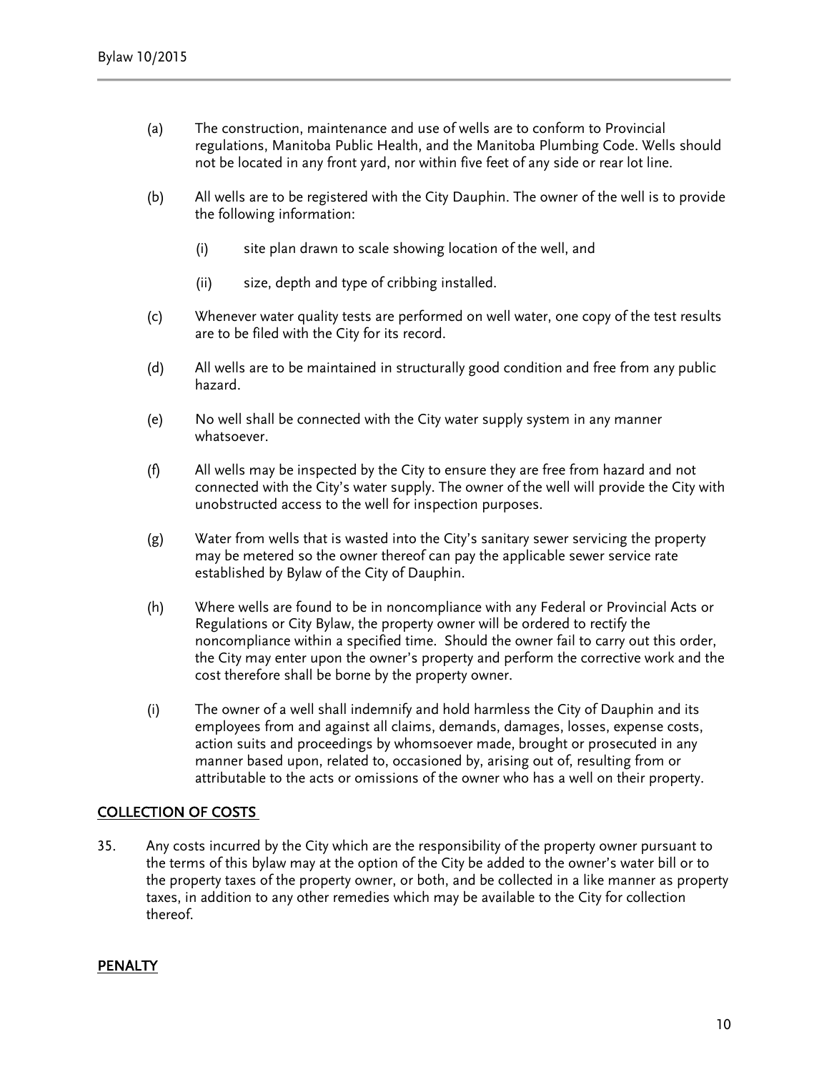(a) The construction, maintenance and use of wells are to conform to Provincial regulations, Manitoba Public Health, and the Manitoba Plumbing Code. Wells should not be located in any front yard, nor within five feet of any side or rear lot line.

(b) All wells are to be registered with the City Dauphin. The owner of the well is to provide the following information:

  (i) site plan drawn to scale showing location of the well, and

  (ii) size, depth and type of cribbing installed.

(c) Whenever water quality tests are performed on well water, one copy of the test results are to be filed with the City for its record.

(d) All wells are to be maintained in structurally good condition and free from any public hazard.

(e) No well shall be connected with the City water supply system in any manner whatsoever.

(f) All wells may be inspected by the City to ensure they are free from hazard and not connected with the City's water supply. The owner of the well will provide the City with unobstructed access to the well for inspection purposes.

(g) Water from wells that is wasted into the City's sanitary sewer servicing the property may be metered so the owner thereof can pay the applicable sewer service rate established by Bylaw of the City of Dauphin.

(h) Where wells are found to be in noncompliance with any Federal or Provincial Acts or Regulations or City Bylaw, the property owner will be ordered to rectify the noncompliance within a specified time. Should the owner fail to carry out this order, the City may enter upon the owner's property and perform the corrective work and the cost therefore shall be borne by the property owner.

(i) The owner of a well shall indemnify and hold harmless the City of Dauphin and its employees from and against all claims, demands, damages, losses, expense costs, action suits and proceedings by whomsoever made, brought or prosecuted in any manner based upon, related to, occasioned by, arising out of, resulting from or attributable to the acts or omissions of the owner who has a well on their property.

## COLLECTION OF COSTS

35. Any costs incurred by the City which are the responsibility of the property owner pursuant to the terms of this bylaw may at the option of the City be added to the owner's water bill or to the property taxes of the property owner, or both, and be collected in a like manner as property taxes, in addition to any other remedies which may be available to the City for collection thereof.

## PENALTY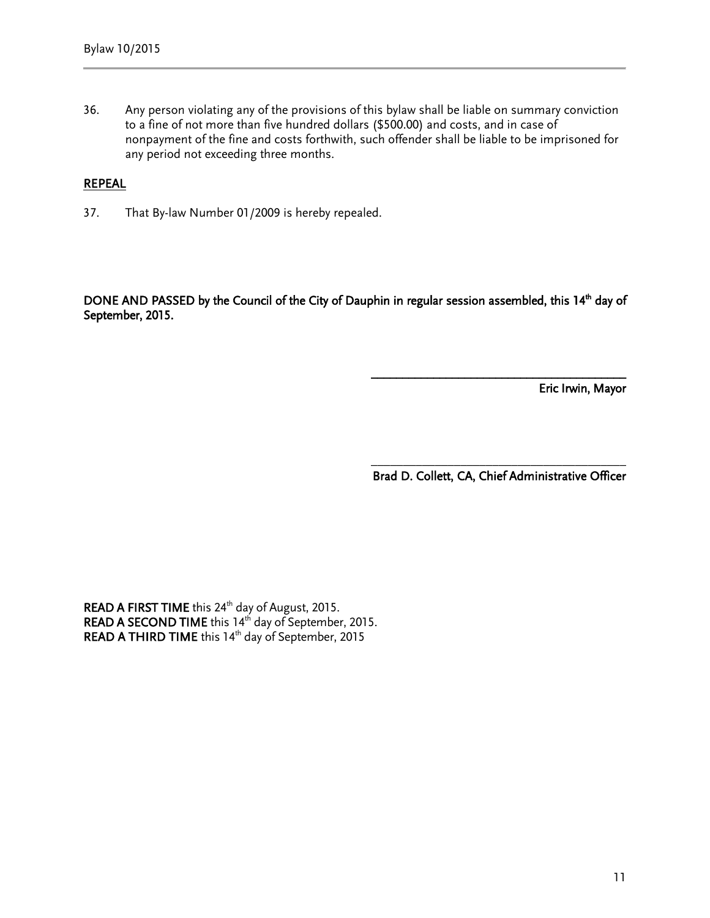36. Any person violating any of the provisions of this bylaw shall be liable on summary conviction to a fine of not more than five hundred dollars ($500.00) and costs, and in case of nonpayment of the fine and costs forthwith, such offender shall be liable to be imprisoned for any period not exceeding three months.

## REPEAL

37. That By-law Number 01/2009 is hereby repealed.

**DONE AND PASSED by the Council of the City of Dauphin in regular session assembled, this 14th day of September, 2015.**

\_\_\_\_\_\_\_\_\_\_\_\_\_\_\_\_\_\_\_\_\_\_\_\_\_\_\_\_\_\_\_\_\_\_\_\_\_\_\_\_

**Eric Irwin, Mayor**

\_\_\_\_\_\_\_\_\_\_\_\_\_\_\_\_\_\_\_\_\_\_\_\_\_\_\_\_\_\_\_\_\_\_\_\_\_\_\_\_

**Brad D. Collett, CA, Chief Administrative Officer**

**READ A FIRST TIME** this 24th day of August, 2015.
**READ A SECOND TIME** this 14th day of September, 2015.
**READ A THIRD TIME** this 14th day of September, 2015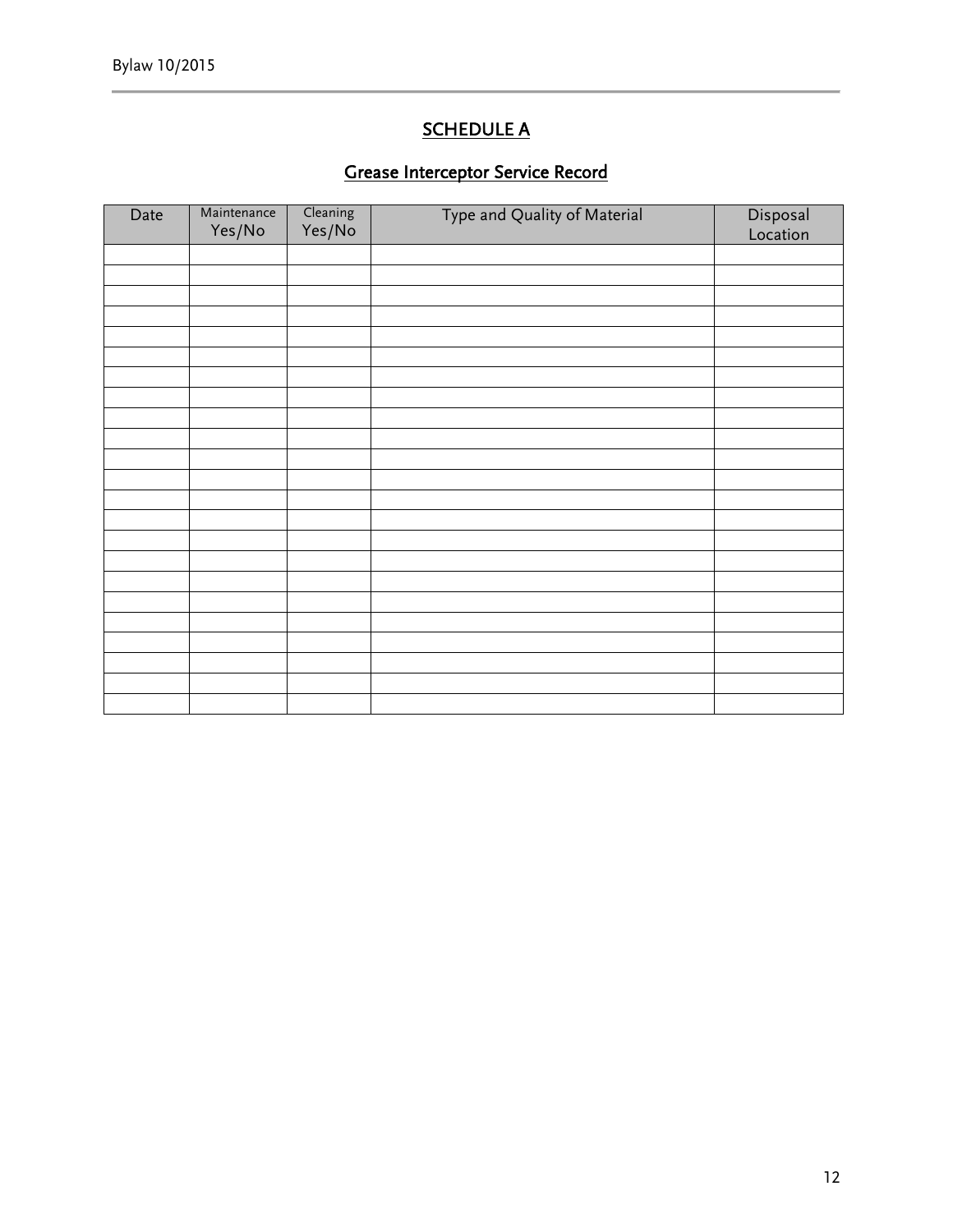## SCHEDULE A

### Grease Interceptor Service Record

| Date | Maintenance Yes/No | Cleaning Yes/No | Type and Quality of Material | Disposal Location |
|---|---|---|---|---|
| | | | | |
| | | | | |
| | | | | |
| | | | | |
| | | | | |
| | | | | |
| | | | | |
| | | | | |
| | | | | |
| | | | | |
| | | | | |
| | | | | |
| | | | | |
| | | | | |
| | | | | |
| | | | | |
| | | | | |
| | | | | |
| | | | | |
| | | | | |
| | | | | |
| | | | | |
| | | | | |